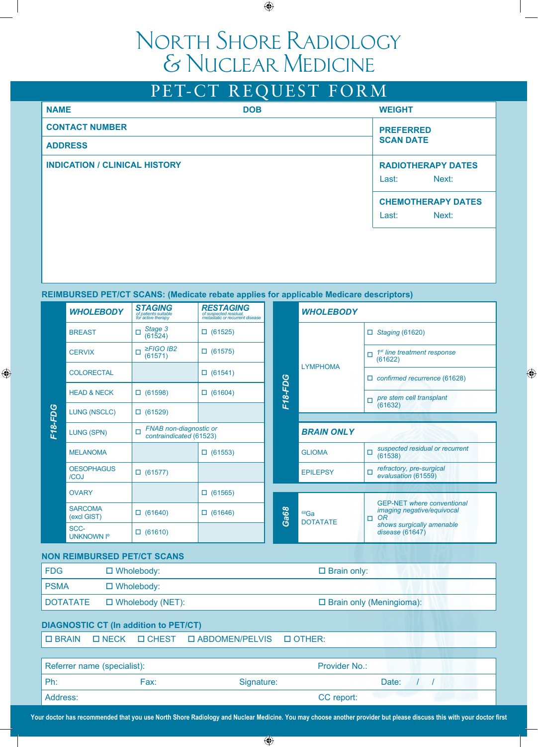# North Shore Radiology & Nuclear Medicine

## PET-CT REQUEST FORM

| NAME | DOB | WEIGHT |
|---|---|---|
| CONTACT NUMBER | | PREFERRED SCAN DATE |
| ADDRESS | | |
| INDICATION / CLINICAL HISTORY | | RADIOTHERAPY DATES<br>Last: Next: |
| | | CHEMOTHERAPY DATES<br>Last: Next: |

### REIMBURSED PET/CT SCANS: (Medicate rebate applies for applicable Medicare descriptors)

**F18-FDG**

| WHOLEBODY | STAGING *of patients suitable for active therapy* | RESTAGING *of suspected residual, metastatic or recurrent disease* |
|---|---|---|
| BREAST | ☐ *Stage 3* (61524) | ☐ (61525) |
| CERVIX | ☐ *≥FIGO IB2* (61571) | ☐ (61575) |
| COLORECTAL | | ☐ (61541) |
| HEAD & NECK | ☐ (61598) | ☐ (61604) |
| LUNG (NSCLC) | ☐ (61529) | |
| LUNG (SPN) | ☐ *FNAB non-diagnostic or contraindicated* (61523) | |
| MELANOMA | | ☐ (61553) |
| OESOPHAGUS /COJ | ☐ (61577) | |
| OVARY | | ☐ (61565) |
| SARCOMA (excl GIST) | ☐ (61640) | ☐ (61646) |
| SCC-UNKNOWN I° | ☐ (61610) | |

**F18-FDG**

| WHOLEBODY | |
|---|---|
| LYMPHOMA | ☐ *Staging* (61620) |
| | ☐ *1st line treatment response* (61622) |
| | ☐ *confirmed recurrence* (61628) |
| | ☐ *pre stem cell transplant* (61632) |

| BRAIN ONLY | |
|---|---|
| GLIOMA | ☐ *suspected residual or recurrent* (61538) |
| EPILEPSY | ☐ *refractory, pre-surgical evaluation* (61559) |

**Ga68**

| | |
|---|---|
| $^{68}$Ga DOTATATE | ☐ *GEP-NET where conventional imaging negative/equivocal OR shows surgically amenable disease* (61647) |

### NON REIMBURSED PET/CT SCANS

| | | |
|---|---|---|
| FDG | ☐ Wholebody: | ☐ Brain only: |
| PSMA | ☐ Wholebody: | |
| DOTATATE | ☐ Wholebody (NET): | ☐ Brain only (Meningioma): |

### DIAGNOSTIC CT (In addition to PET/CT)

☐ BRAIN ☐ NECK ☐ CHEST ☐ ABDOMEN/PELVIS ☐ OTHER:

| | | | |
|---|---|---|---|
| Referrer name (specialist): | | Provider No.: | |
| Ph: | Fax: | Signature: | Date: / / |
| Address: | | CC report: | |

**Your doctor has recommended that you use North Shore Radiology and Nuclear Medicine. You may choose another provider but please discuss this with your doctor first**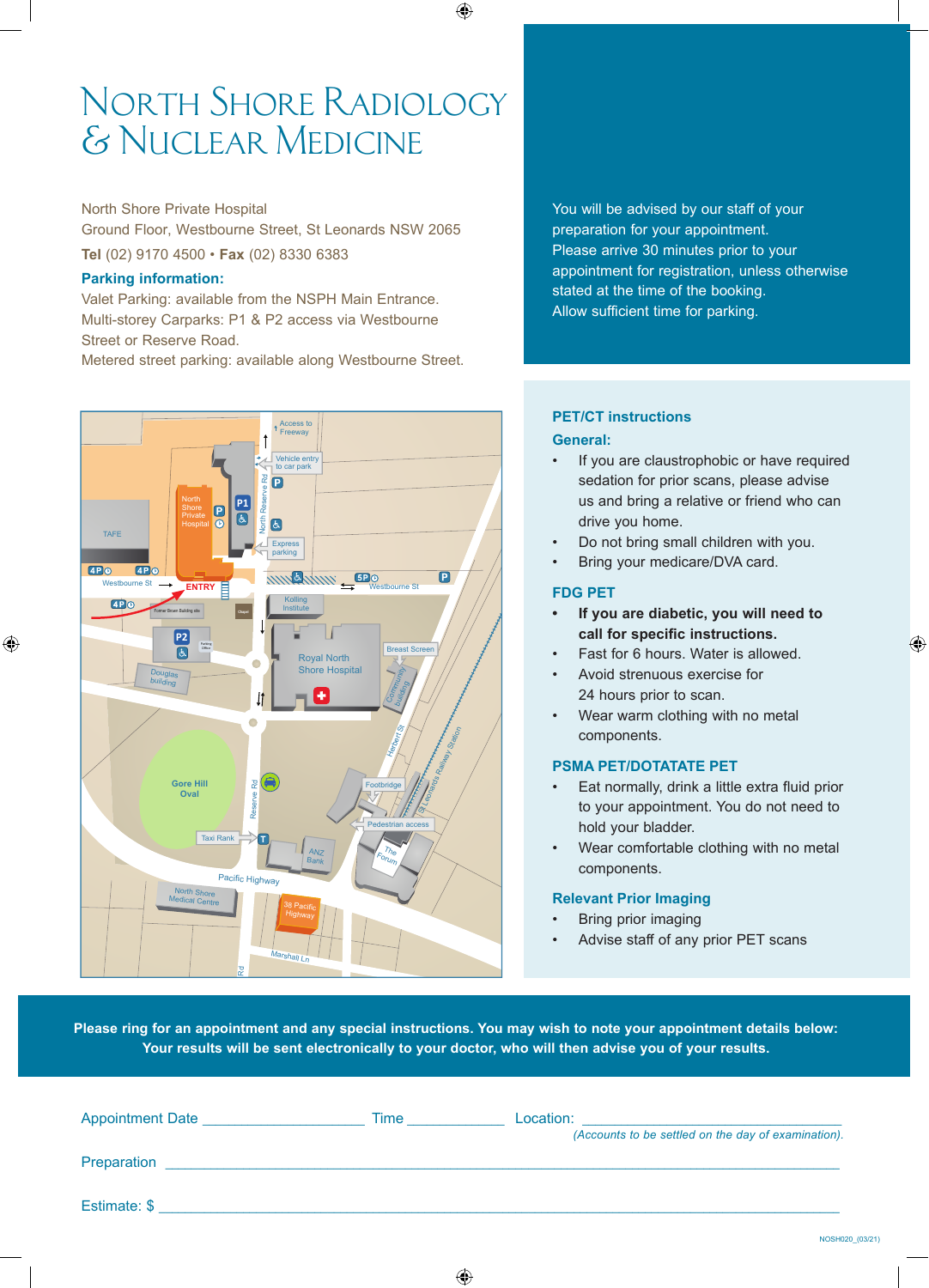# North Shore Radiology & Nuclear Medicine

North Shore Private Hospital
Ground Floor, Westbourne Street, St Leonards NSW 2065

**Tel** (02) 9170 4500 • **Fax** (02) 8330 6383

**Parking information:**
Valet Parking: available from the NSPH Main Entrance.
Multi-storey Carparks: P1 & P2 access via Westbourne Street or Reserve Road.
Metered street parking: available along Westbourne Street.

Access to Freeway
Vehicle entry to car park
North Reserve Rd
North Shore Private Hospital
P1
TAFE
Express parking
4P
4P
Westbourne St
ENTRY
5P
Westbourne St
4P
Former Brown Building site
Chapel
Kolling Institute
P2
Parking Office
Royal North Shore Hospital
Breast Screen
Douglas building
Community building
Herbert St
St Leonards Railway Station
Gore Hill Oval
Reserve Rd
Footbridge
Pedestrian access
Taxi Rank
ANZ Bank
The Forum
Pacific Highway
North Shore Medical Centre
38 Pacific Highway
Marshall Ln
Rd

You will be advised by our staff of your preparation for your appointment.
Please arrive 30 minutes prior to your appointment for registration, unless otherwise stated at the time of the booking.
Allow sufficient time for parking.

## PET/CT instructions

### General:

- If you are claustrophobic or have required sedation for prior scans, please advise us and bring a relative or friend who can drive you home.
- Do not bring small children with you.
- Bring your medicare/DVA card.

### FDG PET

- **If you are diabetic, you will need to call for specific instructions.**
- Fast for 6 hours. Water is allowed.
- Avoid strenuous exercise for 24 hours prior to scan.
- Wear warm clothing with no metal components.

### PSMA PET/DOTATATE PET

- Eat normally, drink a little extra fluid prior to your appointment. You do not need to hold your bladder.
- Wear comfortable clothing with no metal components.

### Relevant Prior Imaging

- Bring prior imaging
- Advise staff of any prior PET scans

**Please ring for an appointment and any special instructions. You may wish to note your appointment details below:**
**Your results will be sent electronically to your doctor, who will then advise you of your results.**

Appointment Date ____________________ Time ____________ Location: ______________________________

*(Accounts to be settled on the day of examination).*

Preparation ______________________________________________________________________________

Estimate: $ ______________________________________________________________________________

NOSH020_(03/21)